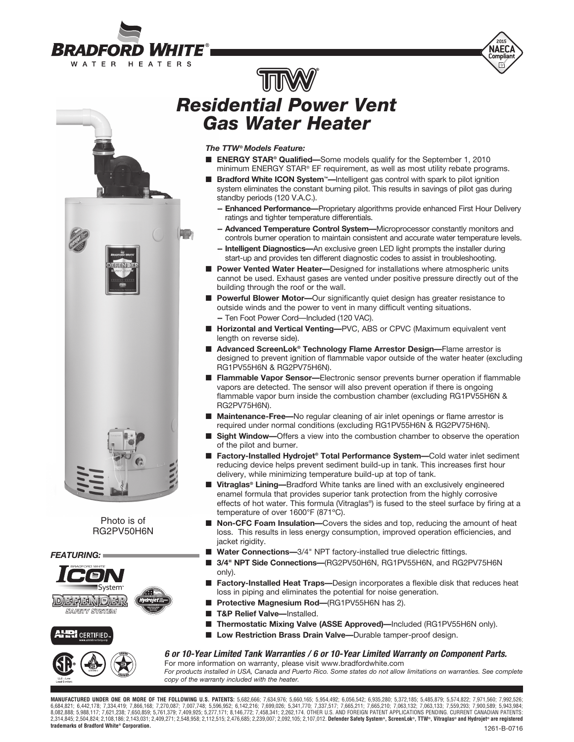# Bradford White Water Heaters

2015 NAECA Compliant

# TTW®

# Residential Power Vent Gas Water Heater

Photo is of RG2PV50H6N

***The TTW® Models Feature:***

- **ENERGY STAR® Qualified—**Some models qualify for the September 1, 2010 minimum ENERGY STAR® EF requirement, as well as most utility rebate programs.
- **Bradford White ICON System™—**Intelligent gas control with spark to pilot ignition system eliminates the constant burning pilot. This results in savings of pilot gas during standby periods (120 V.A.C.).
  - **Enhanced Performance—**Proprietary algorithms provide enhanced First Hour Delivery ratings and tighter temperature differentials.
  - **Advanced Temperature Control System—**Microprocessor constantly monitors and controls burner operation to maintain consistent and accurate water temperature levels.
  - **Intelligent Diagnostics—**An exclusive green LED light prompts the installer during start-up and provides ten different diagnostic codes to assist in troubleshooting.
- **Power Vented Water Heater—**Designed for installations where atmospheric units cannot be used. Exhaust gases are vented under positive pressure directly out of the building through the roof or the wall.
- **Powerful Blower Motor—**Our significantly quiet design has greater resistance to outside winds and the power to vent in many difficult venting situations.
  - Ten Foot Power Cord—Included (120 VAC).
- **Horizontal and Vertical Venting—**PVC, ABS or CPVC (Maximum equivalent vent length on reverse side).
- **Advanced ScreenLok® Technology Flame Arrestor Design—**Flame arrestor is designed to prevent ignition of flammable vapor outside of the water heater (excluding RG1PV55H6N & RG2PV75H6N).
- **Flammable Vapor Sensor—**Electronic sensor prevents burner operation if flammable vapors are detected. The sensor will also prevent operation if there is ongoing flammable vapor burn inside the combustion chamber (excluding RG1PV55H6N & RG2PV75H6N).
- **Maintenance-Free—**No regular cleaning of air inlet openings or flame arrestor is required under normal conditions (excluding RG1PV55H6N & RG2PV75H6N).
- **Sight Window—**Offers a view into the combustion chamber to observe the operation of the pilot and burner.
- **Factory-Installed Hydrojet® Total Performance System—**Cold water inlet sediment reducing device helps prevent sediment build-up in tank. This increases first hour delivery, while minimizing temperature build-up at top of tank.
- **Vitraglas® Lining—**Bradford White tanks are lined with an exclusively engineered enamel formula that provides superior tank protection from the highly corrosive effects of hot water. This formula (Vitraglas®) is fused to the steel surface by firing at a temperature of over 1600°F (871°C).
- **Non-CFC Foam Insulation—**Covers the sides and top, reducing the amount of heat loss. This results in less energy consumption, improved operation efficiencies, and jacket rigidity.
- **Water Connections—**3/4" NPT factory-installed true dielectric fittings.
- **3/4" NPT Side Connections—**(RG2PV50H6N, RG1PV55H6N, and RG2PV75H6N only).
- **Factory-Installed Heat Traps—**Design incorporates a flexible disk that reduces heat loss in piping and eliminates the potential for noise generation.
- **Protective Magnesium Rod—**(RG1PV55H6N has 2).
- **T&P Relief Valve—**Installed.
- **Thermostatic Mixing Valve (ASSE Approved)—**Included (RG1PV55H6N only).
- **Low Restriction Brass Drain Valve—**Durable tamper-proof design.

***FEATURING:***

ICON System™ · DEFENDER SAFETY SYSTEM · Hydrojet · AHRI CERTIFIED™

***6 or 10-Year Limited Tank Warranties / 6 or 10-Year Limited Warranty on Component Parts.***

For more information on warranty, please visit www.bradfordwhite.com

*For products installed in USA, Canada and Puerto Rico. Some states do not allow limitations on warranties. See complete copy of the warranty included with the heater.*

**MANUFACTURED UNDER ONE OR MORE OF THE FOLLOWING U.S. PATENTS:** 5,682,666; 7,634,976; 5,660,165; 5,954,492; 6,056,542; 6,935,280; 5,372,185; 5,485,879; 5,574,822; 7,971,560; 7,992,526; 6,684,821; 6,442,178; 7,334,419; 7,866,168; 7,270,087; 7,007,748; 5,596,952; 6,142,216; 7,699,026; 5,341,770; 7,337,517; 7,665,211; 7,665,210; 7,063,132; 7,063,133; 7,559,293; 7,900,589; 5,943,984; 8,082,888; 5,988,117; 7,621,238; 7,650,859; 5,761,379; 7,409,925; 5,277,171; 8,146,772; 7,458,341; 2,262,174. OTHER U.S. AND FOREIGN PATENT APPLICATIONS PENDING. CURRENT CANADIAN PATENTS: 2,314,845; 2,504,824; 2,108,186; 2,143,031; 2,409,271; 2,548,958; 2,112,515; 2,476,685; 2,239,007; 2,092,105; 2,107,012. **Defender Safety System®, ScreenLok®, TTW®, Vitraglas® and Hydrojet® are registered trademarks of Bradford White® Corporation.**

1261-B-0716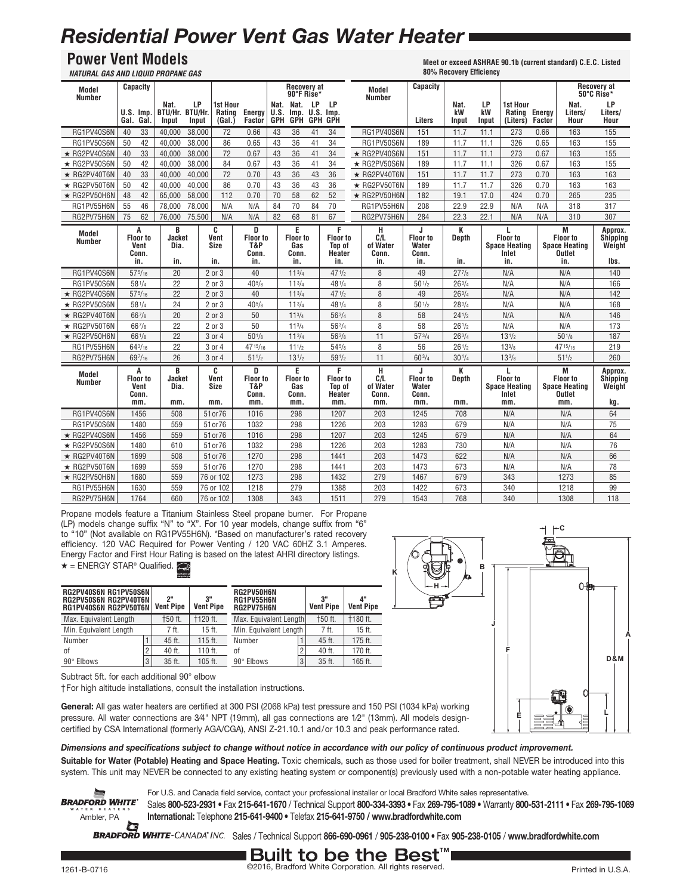# Residential Power Vent Gas Water Heater

## Power Vent Models

*NATURAL GAS AND LIQUID PROPANE GAS*

**Meet or exceed ASHRAE 90.1b (current standard) C.E.C. Listed 80% Recovery Efficiency**

| Model Number | Capacity U.S. Gal. | Capacity Imp. Gal. | Nat. BTU/Hr. Input | LP BTU/Hr. Input | 1st Hour Rating (Gal.) | Energy Factor | Recovery at 90°F Rise* Nat. U.S. GPH | Nat. Imp. GPH | LP U.S. GPH | LP Imp. GPH |
|---|---|---|---|---|---|---|---|---|---|---|
| RG1PV40S6N | 40 | 33 | 40,000 | 38,000 | 72 | 0.66 | 43 | 36 | 41 | 34 |
| RG1PV50S6N | 50 | 42 | 40,000 | 38,000 | 86 | 0.65 | 43 | 36 | 41 | 34 |
| ★ RG2PV40S6N | 40 | 33 | 40,000 | 38,000 | 72 | 0.67 | 43 | 36 | 41 | 34 |
| ★ RG2PV50S6N | 50 | 42 | 40,000 | 38,000 | 84 | 0.67 | 43 | 36 | 41 | 34 |
| ★ RG2PV40T6N | 40 | 33 | 40,000 | 40,000 | 72 | 0.70 | 43 | 36 | 43 | 36 |
| ★ RG2PV50T6N | 50 | 42 | 40,000 | 40,000 | 86 | 0.70 | 43 | 36 | 43 | 36 |
| ★ RG2PV50H6N | 48 | 42 | 65,000 | 58,000 | 112 | 0.70 | 70 | 58 | 62 | 52 |
| RG1PV55H6N | 55 | 46 | 78,000 | 78,000 | N/A | N/A | 84 | 70 | 84 | 70 |
| RG2PV75H6N | 75 | 62 | 76,000 | 75,500 | N/A | N/A | 82 | 68 | 81 | 67 |

| Model Number | Capacity Liters | Nat. kW Input | LP kW Input | 1st Hour Rating (Liters) | Energy Factor | Recovery at 50°C Rise* Nat. Liters/Hour | LP Liters/Hour |
|---|---|---|---|---|---|---|---|
| RG1PV40S6N | 151 | 11.7 | 11.1 | 273 | 0.66 | 163 | 155 |
| RG1PV50S6N | 189 | 11.7 | 11.1 | 326 | 0.65 | 163 | 155 |
| ★ RG2PV40S6N | 151 | 11.7 | 11.1 | 273 | 0.67 | 163 | 155 |
| ★ RG2PV50S6N | 189 | 11.7 | 11.1 | 326 | 0.67 | 163 | 155 |
| ★ RG2PV40T6N | 151 | 11.7 | 11.7 | 273 | 0.70 | 163 | 163 |
| ★ RG2PV50T6N | 189 | 11.7 | 11.7 | 326 | 0.70 | 163 | 163 |
| ★ RG2PV50H6N | 182 | 19.1 | 17.0 | 424 | 0.70 | 265 | 235 |
| RG1PV55H6N | 208 | 22.9 | 22.9 | N/A | N/A | 318 | 317 |
| RG2PV75H6N | 284 | 22.3 | 22.1 | N/A | N/A | 310 | 307 |

| Model Number | A Floor to Vent Conn. in. | B Jacket Dia. in. | C Vent Size in. | D Floor to T&P Conn. in. | E Floor to Gas Conn. in. | F Floor to Top of Heater in. | H C/L of Water Conn. in. | J Floor to Water Conn. in. | K Depth in. | L Floor to Space Heating Inlet in. | M Floor to Space Heating Outlet in. | Approx. Shipping Weight lbs. |
|---|---|---|---|---|---|---|---|---|---|---|---|---|
| RG1PV40S6N | 57 5/16 | 20 | 2 or 3 | 40 | 11 3/4 | 47 1/2 | 8 | 49 | 27 7/8 | N/A | N/A | 140 |
| RG1PV50S6N | 58 1/4 | 22 | 2 or 3 | 40 5/8 | 11 3/4 | 48 1/4 | 8 | 50 1/2 | 26 3/4 | N/A | N/A | 166 |
| ★ RG2PV40S6N | 57 5/16 | 22 | 2 or 3 | 40 | 11 3/4 | 47 1/2 | 8 | 49 | 26 3/4 | N/A | N/A | 142 |
| ★ RG2PV50S6N | 58 1/4 | 24 | 2 or 3 | 40 5/8 | 11 3/4 | 48 1/4 | 8 | 50 1/2 | 28 3/4 | N/A | N/A | 168 |
| ★ RG2PV40T6N | 66 7/8 | 20 | 2 or 3 | 50 | 11 3/4 | 56 3/4 | 8 | 58 | 24 1/2 | N/A | N/A | 146 |
| ★ RG2PV50T6N | 66 7/8 | 22 | 2 or 3 | 50 | 11 3/4 | 56 3/4 | 8 | 58 | 26 1/2 | N/A | N/A | 173 |
| ★ RG2PV50H6N | 66 1/8 | 22 | 3 or 4 | 50 1/8 | 11 3/4 | 56 3/8 | 11 | 57 3/4 | 26 3/4 | 13 1/2 | 50 1/8 | 187 |
| RG1PV55H6N | 64 3/16 | 22 | 3 or 4 | 47 15/16 | 11 1/2 | 54 5/8 | 8 | 56 | 26 1/2 | 13 3/8 | 47 15/16 | 219 |
| RG2PV75H6N | 69 7/16 | 26 | 3 or 4 | 51 1/2 | 13 1/2 | 59 1/2 | 11 | 60 3/4 | 30 1/4 | 13 3/8 | 51 1/2 | 260 |

| Model Number | A Floor to Vent Conn. mm. | B Jacket Dia. mm. | C Vent Size mm. | D Floor to T&P Conn. mm. | E Floor to Gas Conn. mm. | F Floor to Top of Heater mm. | H C/L of Water Conn. mm. | J Floor to Water Conn. mm. | K Depth mm. | L Floor to Space Heating Inlet mm. | M Floor to Space Heating Outlet mm. | Approx. Shipping Weight kg. |
|---|---|---|---|---|---|---|---|---|---|---|---|---|
| RG1PV40S6N | 1456 | 508 | 51 or 76 | 1016 | 298 | 1207 | 203 | 1245 | 708 | N/A | N/A | 64 |
| RG1PV50S6N | 1480 | 559 | 51 or 76 | 1032 | 298 | 1226 | 203 | 1283 | 679 | N/A | N/A | 75 |
| ★ RG2PV40S6N | 1456 | 559 | 51 or 76 | 1016 | 298 | 1207 | 203 | 1245 | 679 | N/A | N/A | 64 |
| ★ RG2PV50S6N | 1480 | 610 | 51 or 76 | 1032 | 298 | 1226 | 203 | 1283 | 730 | N/A | N/A | 76 |
| ★ RG2PV40T6N | 1699 | 508 | 51 or 76 | 1270 | 298 | 1441 | 203 | 1473 | 622 | N/A | N/A | 66 |
| ★ RG2PV50T6N | 1699 | 559 | 51 or 76 | 1270 | 298 | 1441 | 203 | 1473 | 673 | N/A | N/A | 78 |
| ★ RG2PV50H6N | 1680 | 559 | 76 or 102 | 1273 | 298 | 1432 | 279 | 1467 | 679 | 343 | 1273 | 85 |
| RG1PV55H6N | 1630 | 559 | 76 or 102 | 1218 | 279 | 1388 | 203 | 1422 | 673 | 340 | 1218 | 99 |
| RG2PV75H6N | 1764 | 660 | 76 or 102 | 1308 | 343 | 1511 | 279 | 1543 | 768 | 340 | 1308 | 118 |

Propane models feature a Titanium Stainless Steel propane burner. For Propane (LP) models change suffix "N" to "X". For 10 year models, change suffix from "6" to "10" (Not available on RG1PV55H6N). *Based on manufacturer's rated recovery efficiency. 120 VAC Required for Power Venting / 120 VAC 60HZ 3.1 Amperes. Energy Factor and First Hour Rating is based on the latest AHRI directory listings.

★ = ENERGY STAR® Qualified.

| RG2PV40S6N RG1PV50S6N RG2PV50S6N RG2PV40T6N RG1PV40S6N RG2PV50T6N | | 2" Vent Pipe | 3" Vent Pipe |
|---|---|---|---|
| Max. Equivalent Length | | †50 ft. | †120 ft. |
| Min. Equivalent Length | | 7 ft. | 15 ft. |
| Number | 1 | 45 ft. | 115 ft. |
| of | 2 | 40 ft. | 110 ft. |
| 90° Elbows | 3 | 35 ft. | 105 ft. |

| RG2PV50H6N RG1PV55H6N RG2PV75H6N | | 3" Vent Pipe | 4" Vent Pipe |
|---|---|---|---|
| Max. Equivalent Length | | †50 ft. | †180 ft. |
| Min. Equivalent Length | | 7 ft. | 15 ft. |
| Number | 1 | 45 ft. | 175 ft. |
| of | 2 | 40 ft. | 170 ft. |
| 90° Elbows | 3 | 35 ft. | 165 ft. |

Subtract 5ft. for each additional 90° elbow

†For high altitude installations, consult the installation instructions.

K H B C J A F D&M E L

**General:** All gas water heaters are certified at 300 PSI (2068 kPa) test pressure and 150 PSI (1034 kPa) working pressure. All water connections are 3⁄4" NPT (19mm), all gas connections are 1⁄2" (13mm). All models design-certified by CSA International (formerly AGA/CGA), ANSI Z-21.10.1 and/or 10.3 and peak performance rated.

***Dimensions and specifications subject to change without notice in accordance with our policy of continuous product improvement.***

**Suitable for Water (Potable) Heating and Space Heating.** Toxic chemicals, such as those used for boiler treatment, shall NEVER be introduced into this system. This unit may NEVER be connected to any existing heating system or component(s) previously used with a non-potable water heating appliance.

BRADFORD WHITE WATER HEATERS Ambler, PA

For U.S. and Canada field service, contact your professional installer or local Bradford White sales representative.

Sales **800-523-2931** • Fax **215-641-1670** / Technical Support **800-334-3393** • Fax **269-795-1089** • Warranty **800-531-2111** • Fax **269-795-1089**

**International:** Telephone **215-641-9400** • Telefax **215-641-9750 / www.bradfordwhite.com**

*BRADFORD WHITE-CANADA® INC.* Sales / Technical Support **866-690-0961** / **905-238-0100** • Fax **905-238-0105** / **www.bradfordwhite.com**

**Built to be the Best™**

1261-B-0716 ©2016, Bradford White Corporation. All rights reserved. Printed in U.S.A.